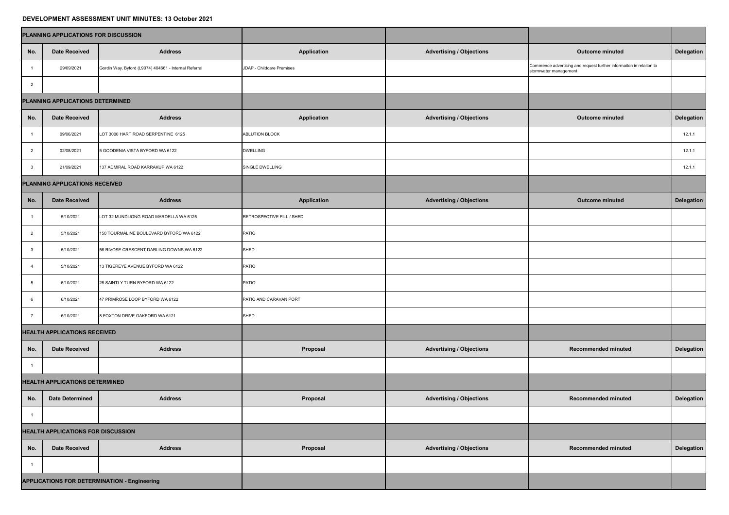# DEVELOPMENT ASSESSMENT UNIT MINUTES: 13 October 2021

| PLANNING APPLICATIONS FOR DISCUSSION | | | | | | |
|---|---|---|---|---|---|---|
| **No.** | **Date Received** | **Address** | **Application** | **Advertising / Objections** | **Outcome minuted** | **Delegation** |
| 1 | 29/09/2021 | Gordin Way, Byford (L9074) 404661 - Internal Referral | JDAP - Childcare Premises | | Commence advertising and request further informaiton in relaiton to stormwater management | |
| 2 | | | | | | |
| **PLANNING APPLICATIONS DETERMINED** | | | | | | |
| **No.** | **Date Received** | **Address** | **Application** | **Advertising / Objections** | **Outcome minuted** | **Delegation** |
| 1 | 09/06/2021 | LOT 3000 HART ROAD SERPENTINE 6125 | ABLUTION BLOCK | | | 12.1.1 |
| 2 | 02/08/2021 | 5 GOODENIA VISTA BYFORD WA 6122 | DWELLING | | | 12.1.1 |
| 3 | 21/09/2021 | 137 ADMIRAL ROAD KARRAKUP WA 6122 | SINGLE DWELLING | | | 12.1.1 |
| **PLANNING APPLICATIONS RECEIVED** | | | | | | |
| **No.** | **Date Received** | **Address** | **Application** | **Advertising / Objections** | **Outcome minuted** | **Delegation** |
| 1 | 5/10/2021 | LOT 32 MUNDIJONG ROAD MARDELLA WA 6125 | RETROSPECTIVE FILL / SHED | | | |
| 2 | 5/10/2021 | 150 TOURMALINE BOULEVARD BYFORD WA 6122 | PATIO | | | |
| 3 | 5/10/2021 | 56 RIVOSE CRESCENT DARLING DOWNS WA 6122 | SHED | | | |
| 4 | 5/10/2021 | 13 TIGEREYE AVENUE BYFORD WA 6122 | PATIO | | | |
| 5 | 6/10/2021 | 28 SAINTLY TURN BYFORD WA 6122 | PATIO | | | |
| 6 | 6/10/2021 | 47 PRIMROSE LOOP BYFORD WA 6122 | PATIO AND CARAVAN PORT | | | |
| 7 | 6/10/2021 | 8 FOXTON DRIVE OAKFORD WA 6121 | SHED | | | |
| **HEALTH APPLICATIONS RECEIVED** | | | | | | |
| **No.** | **Date Received** | **Address** | **Proposal** | **Advertising / Objections** | **Recommended minuted** | **Delegation** |
| 1 | | | | | | |
| **HEALTH APPLICATIONS DETERMINED** | | | | | | |
| **No.** | **Date Determined** | **Address** | **Proposal** | **Advertising / Objections** | **Recommended minuted** | **Delegation** |
| 1 | | | | | | |
| **HEALTH APPLICATIONS FOR DISCUSSION** | | | | | | |
| **No.** | **Date Received** | **Address** | **Proposal** | **Advertising / Objections** | **Recommended minuted** | **Delegation** |
| 1 | | | | | | |
| **APPLICATIONS FOR DETERMINATION - Engineering** | | | | | | |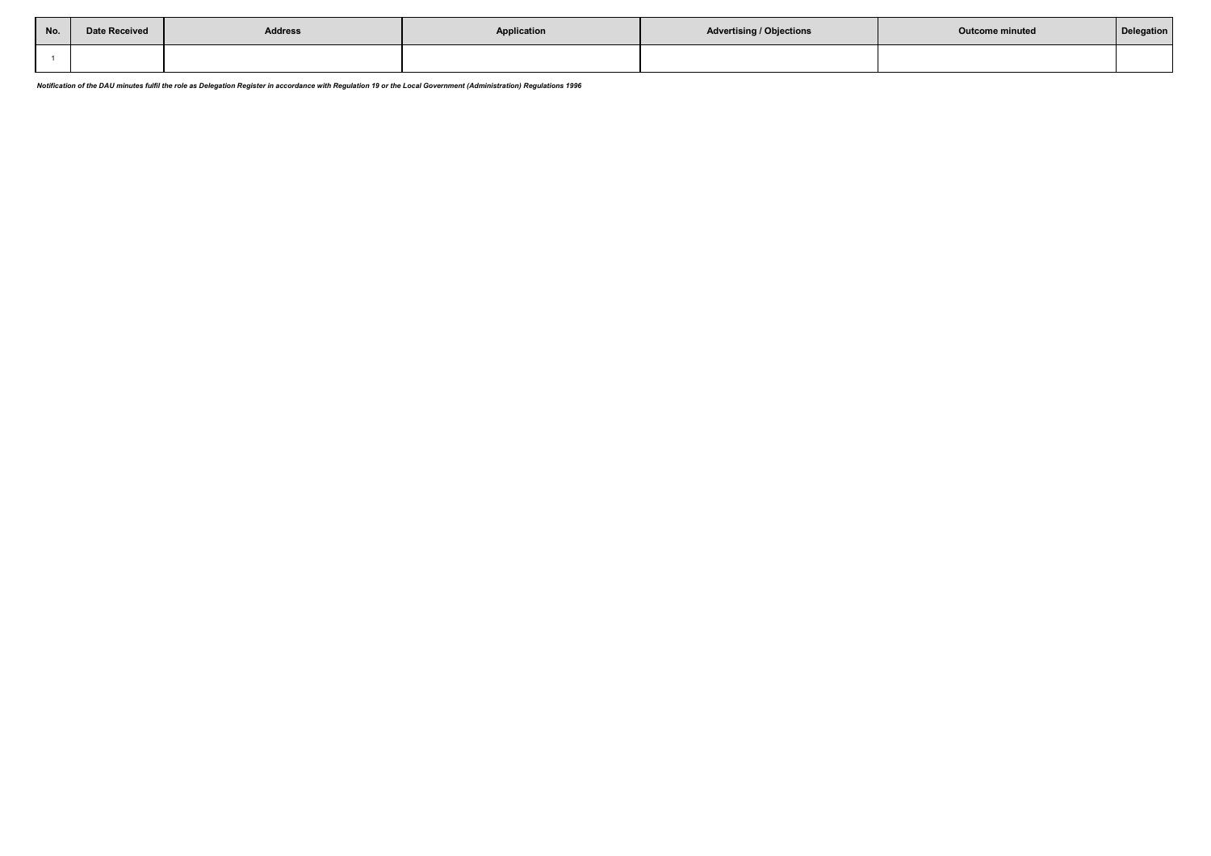| No. | Date Received | Address | Application | Advertising / Objections | Outcome minuted | Delegation |
|---|---|---|---|---|---|---|
| 1 | | | | | | |

*Notification of the DAU minutes fulfil the role as Delegation Register in accordance with Regulation 19 or the Local Government (Administration) Regulations 1996*